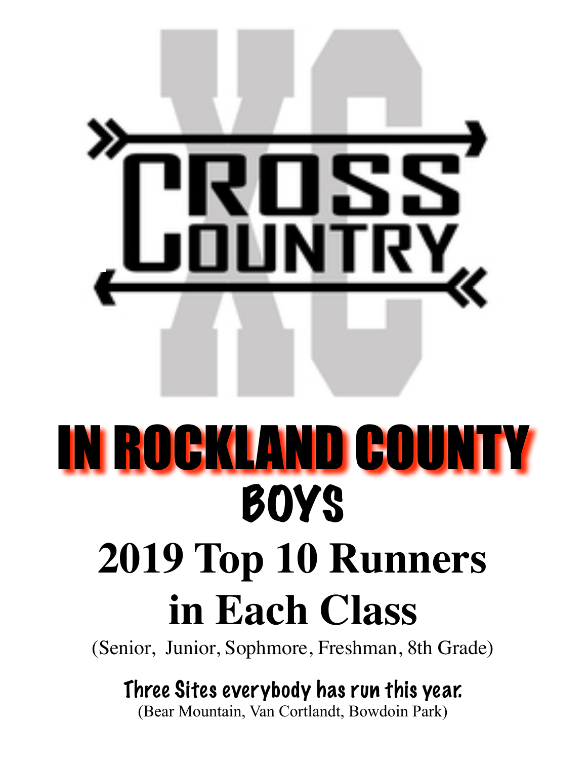# CROSS COUNTRY

# IN ROCKLAND COUNTY

## BOYS

# 2019 Top 10 Runners in Each Class

(Senior, Junior, Sophmore, Freshman, 8th Grade)

**Three Sites everybody has run this year.**

(Bear Mountain, Van Cortlandt, Bowdoin Park)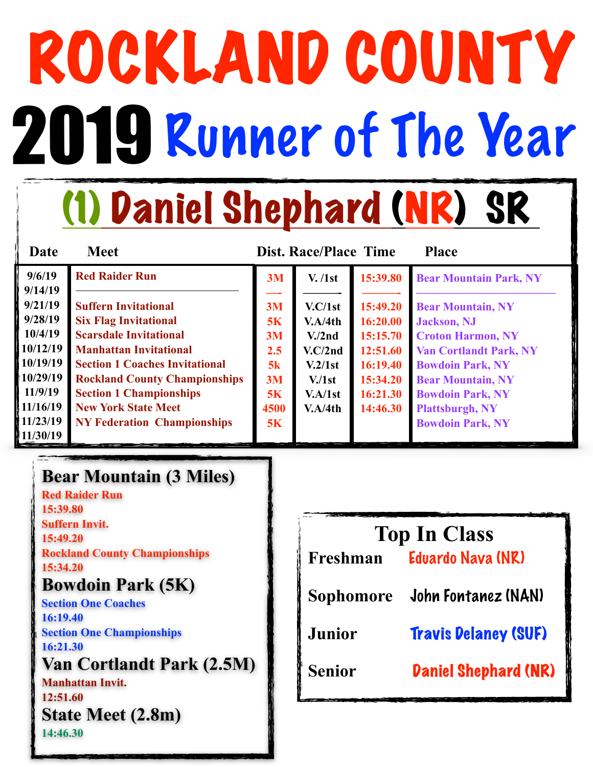# ROCKLAND COUNTY

# 2019 Runner of The Year

## (1) Daniel Shephard (NR) SR

| Date | Meet | Dist. | Race/Place | Time | Place |
|---|---|---|---|---|---|
| 9/6/19 | Red Raider Run | 3M | V. /1st | 15:39.80 | Bear Mountain Park, NY |
| 9/14/19 | —————————— | —- | ———- | ———- | —————————— |
| 9/21/19 | Suffern Invitational | 3M | V.C/1st | 15:49.20 | Bear Mountain, NY |
| 9/28/19 | Six Flag Invitational | 5K | V.A/4th | 16:20.00 | Jackson, NJ |
| 10/4/19 | Scarsdale Invitational | 3M | V./2nd | 15:15.70 | Croton Harmon, NY |
| 10/12/19 | Manhattan Invitational | 2.5 | V.C/2nd | 12:51.60 | Van Cortlandt Park, NY |
| 10/19/19 | Section 1 Coaches Invitational | 5k | V.2/1st | 16:19.40 | Bowdoin Park, NY |
| 10/29/19 | Rockland County Championships | 3M | V./1st | 15:34.20 | Bear Mountain, NY |
| 11/9/19 | Section 1 Championships | 5K | V.A/1st | 16:21.30 | Bowdoin Park, NY |
| 11/16/19 | New York State Meet | 4500 | V.A/4th | 14:46.30 | Plattsburgh, NY |
| 11/23/19 | NY Federation Championships | 5K | | | Bowdoin Park, NY |
| 11/30/19 | | | | | |

### Bear Mountain (3 Miles)

Red Raider Run
15:39.80
Suffern Invit.
15:49.20
Rockland County Championships
15:34.20

### Bowdoin Park (5K)

Section One Coaches
16:19.40
Section One Championships
16:21.30

### Van Cortlandt Park (2.5M)

Manhattan Invit.
12:51.60

### State Meet (2.8m)

14:46.30

### Top In Class

| | |
|---|---|
| Freshman | Eduardo Nava (NR) |
| Sophomore | John Fontanez (NAN) |
| Junior | Travis Delaney (SUF) |
| Senior | Daniel Shephard (NR) |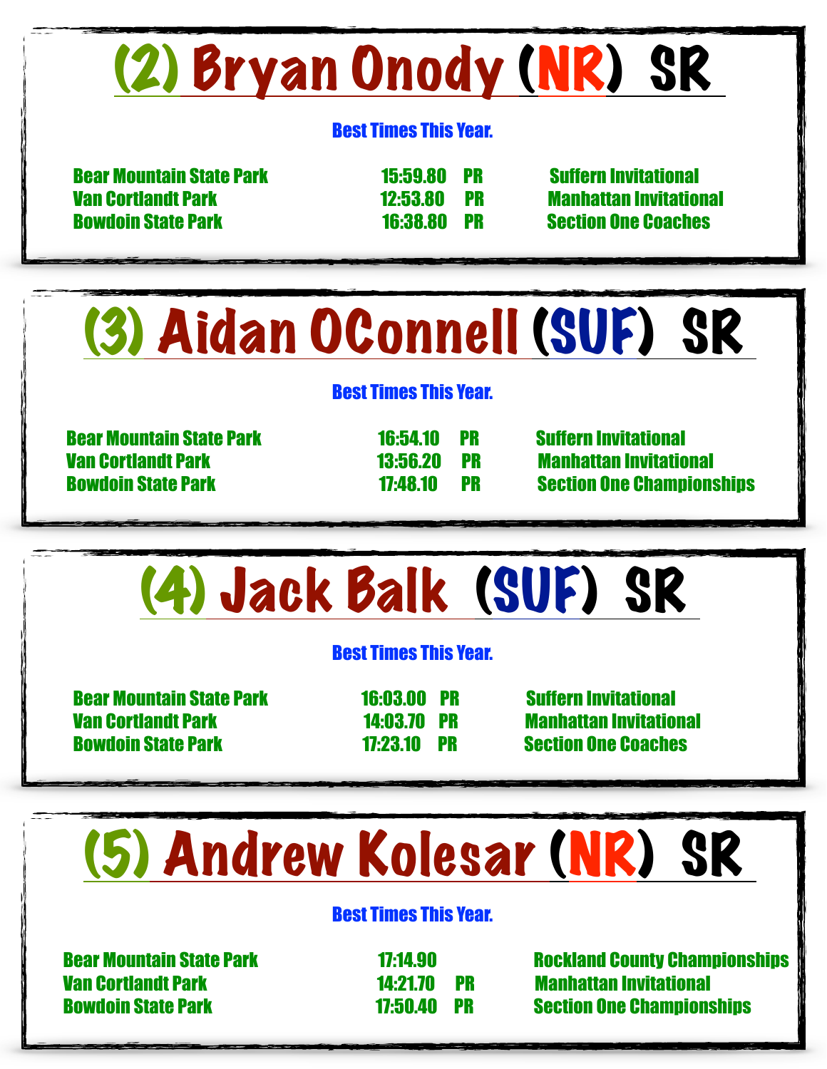## (2) Bryan Onody (NR) SR

**Best Times This Year.**

| | | | |
|---|---|---|---|
| Bear Mountain State Park | 15:59.80 | PR | Suffern Invitational |
| Van Cortlandt Park | 12:53.80 | PR | Manhattan Invitational |
| Bowdoin State Park | 16:38.80 | PR | Section One Coaches |

## (3) Aidan OConnell (SUF) SR

**Best Times This Year.**

| | | | |
|---|---|---|---|
| Bear Mountain State Park | 16:54.10 | PR | Suffern Invitational |
| Van Cortlandt Park | 13:56.20 | PR | Manhattan Invitational |
| Bowdoin State Park | 17:48.10 | PR | Section One Championships |

## (4) Jack Balk (SUF) SR

**Best Times This Year.**

| | | | |
|---|---|---|---|
| Bear Mountain State Park | 16:03.00 | PR | Suffern Invitational |
| Van Cortlandt Park | 14:03.70 | PR | Manhattan Invitational |
| Bowdoin State Park | 17:23.10 | PR | Section One Coaches |

## (5) Andrew Kolesar (NR) SR

**Best Times This Year.**

| | | | |
|---|---|---|---|
| Bear Mountain State Park | 17:14.90 | | Rockland County Championships |
| Van Cortlandt Park | 14:21.70 | PR | Manhattan Invitational |
| Bowdoin State Park | 17:50.40 | PR | Section One Championships |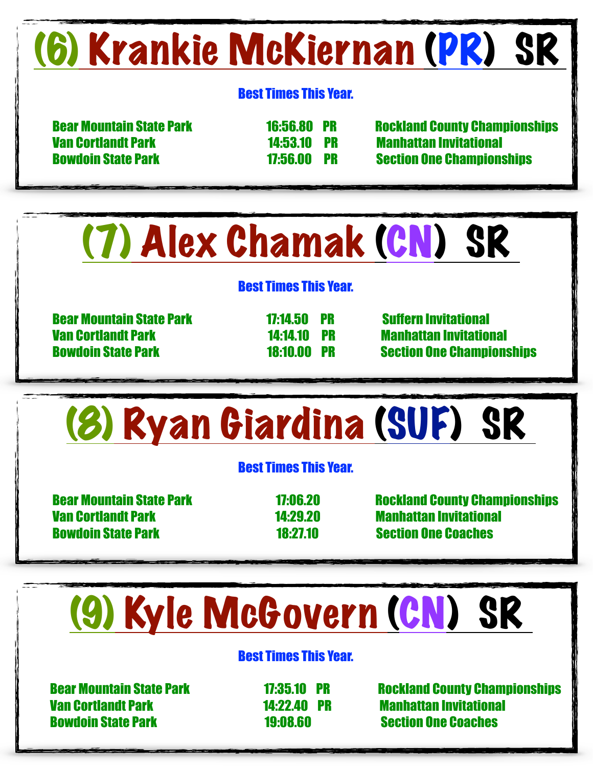## (6) Krankie McKiernan (PR) SR

**Best Times This Year.**

| | | | |
|---|---|---|---|
| Bear Mountain State Park | 16:56.80 | PR | Rockland County Championships |
| Van Cortlandt Park | 14:53.10 | PR | Manhattan Invitational |
| Bowdoin State Park | 17:56.00 | PR | Section One Championships |

## (7) Alex Chamak (CN) SR

**Best Times This Year.**

| | | | |
|---|---|---|---|
| Bear Mountain State Park | 17:14.50 | PR | Suffern Invitational |
| Van Cortlandt Park | 14:14.10 | PR | Manhattan Invitational |
| Bowdoin State Park | 18:10.00 | PR | Section One Championships |

## (8) Ryan Giardina (SUF) SR

**Best Times This Year.**

| | | | |
|---|---|---|---|
| Bear Mountain State Park | 17:06.20 | | Rockland County Championships |
| Van Cortlandt Park | 14:29.20 | | Manhattan Invitational |
| Bowdoin State Park | 18:27.10 | | Section One Coaches |

## (9) Kyle McGovern (CN) SR

**Best Times This Year.**

| | | | |
|---|---|---|---|
| Bear Mountain State Park | 17:35.10 | PR | Rockland County Championships |
| Van Cortlandt Park | 14:22.40 | PR | Manhattan Invitational |
| Bowdoin State Park | 19:08.60 | | Section One Coaches |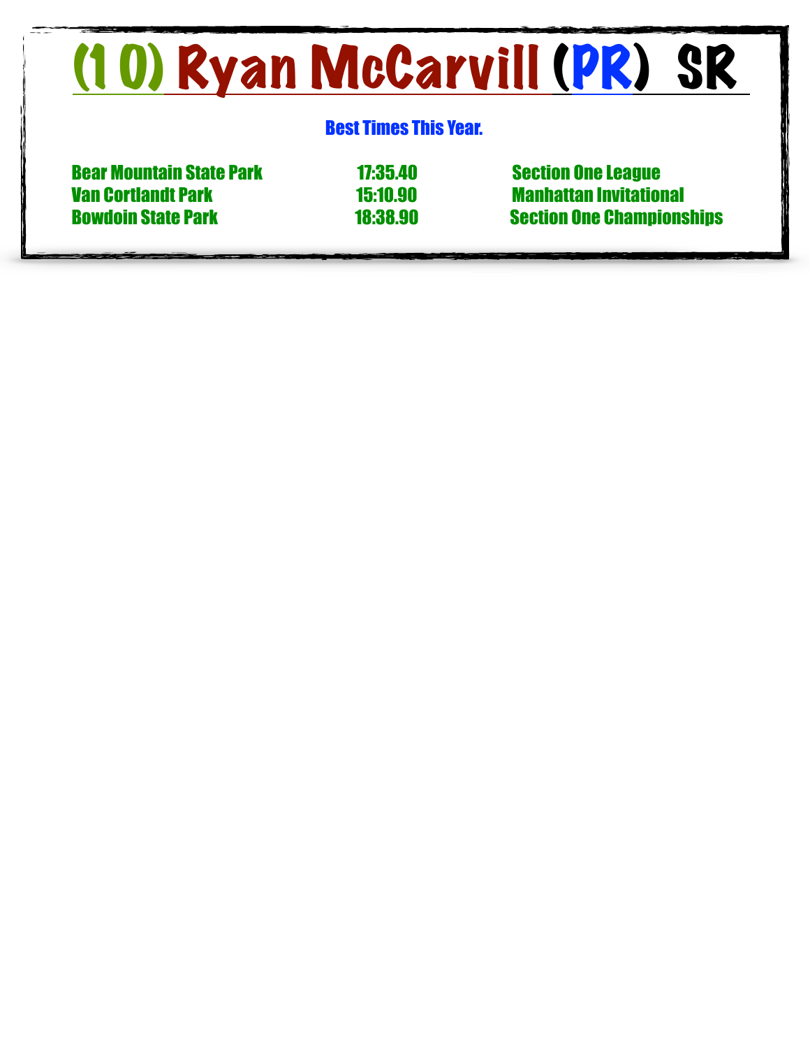# (10) Ryan McCarvill (PR) SR

Best Times This Year.

| | | |
|---|---|---|
| Bear Mountain State Park | 17:35.40 | Section One League |
| Van Cortlandt Park | 15:10.90 | Manhattan Invitational |
| Bowdoin State Park | 18:38.90 | Section One Championships |